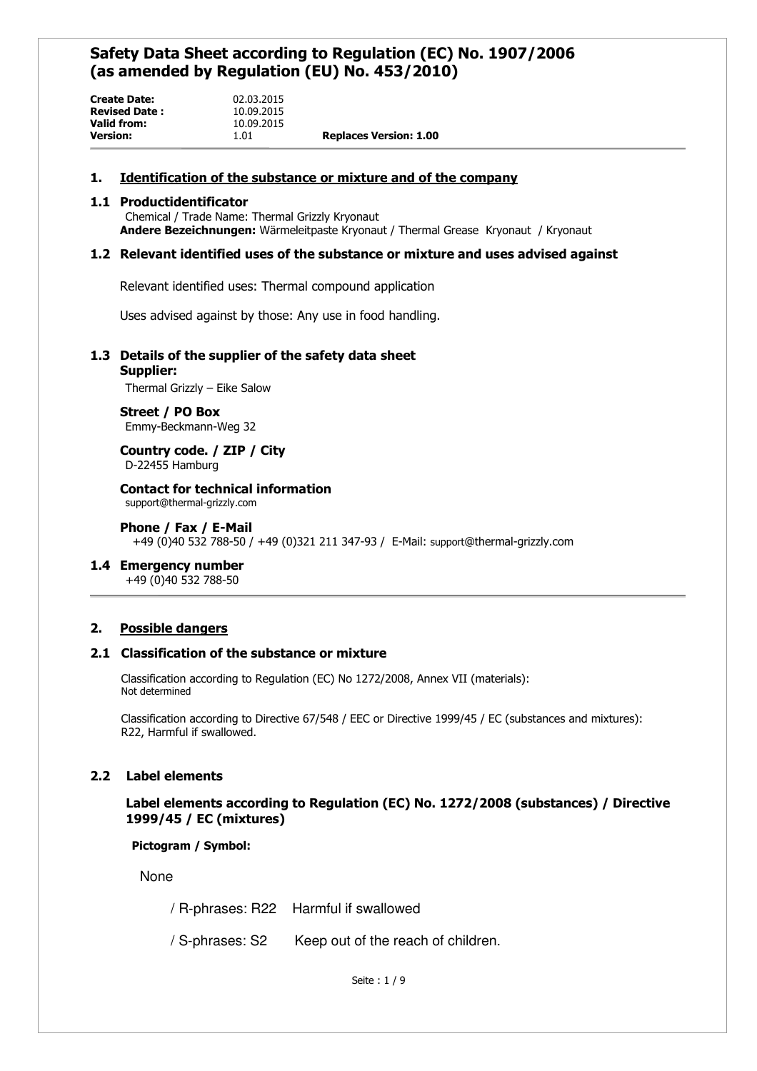# Safety Data Sheet according to Regulation (EC) No. 1907/2006 (as amended by Regulation (EU) No. 453/2010)

**Create Date:** 02.03.2015
**Revised Date :** 10.09.2015
**Valid from:** 10.09.2015
**Version:** 1.01 **Replaces Version: 1.00**

## 1. Identification of the substance or mixture and of the company

### 1.1 Productidentificator

Chemical / Trade Name: Thermal Grizzly Kryonaut
**Andere Bezeichnungen:** Wärmeleitpaste Kryonaut / Thermal Grease Kryonaut / Kryonaut

### 1.2 Relevant identified uses of the substance or mixture and uses advised against

Relevant identified uses: Thermal compound application

Uses advised against by those: Any use in food handling.

### 1.3 Details of the supplier of the safety data sheet

**Supplier:**

Thermal Grizzly – Eike Salow

**Street / PO Box**

Emmy-Beckmann-Weg 32

**Country code. / ZIP / City**

D-22455 Hamburg

**Contact for technical information**

support@thermal-grizzly.com

**Phone / Fax / E-Mail**

+49 (0)40 532 788-50 / +49 (0)321 211 347-93 / E-Mail: support@thermal-grizzly.com

### 1.4 Emergency number

+49 (0)40 532 788-50

## 2. Possible dangers

### 2.1 Classification of the substance or mixture

Classification according to Regulation (EC) No 1272/2008, Annex VII (materials):
Not determined

Classification according to Directive 67/548 / EEC or Directive 1999/45 / EC (substances and mixtures):
R22, Harmful if swallowed.

### 2.2 Label elements

**Label elements according to Regulation (EC) No. 1272/2008 (substances) / Directive 1999/45 / EC (mixtures)**

**Pictogram / Symbol:**

None

/ R-phrases: R22 Harmful if swallowed

/ S-phrases: S2 Keep out of the reach of children.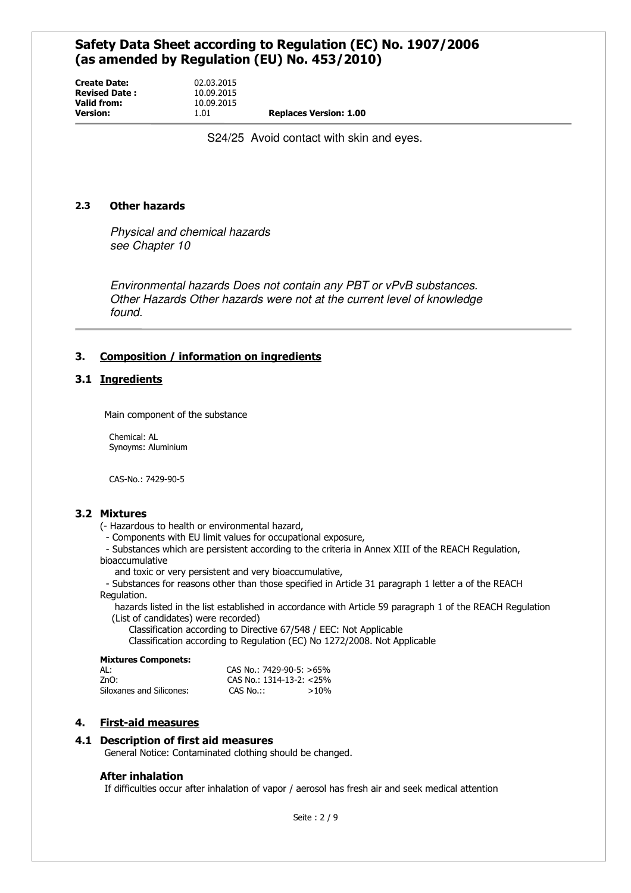S24/25 Avoid contact with skin and eyes.

### 2.3 Other hazards

*Physical and chemical hazards*
*see Chapter 10*

*Environmental hazards Does not contain any PBT or vPvB substances.*
*Other Hazards Other hazards were not at the current level of knowledge found.*

## 3. Composition / information on ingredients

### 3.1 Ingredients

Main component of the substance

Chemical: AL
Synoyms: Aluminium

CAS-No.: 7429-90-5

### 3.2 Mixtures

(- Hazardous to health or environmental hazard,
- Components with EU limit values for occupational exposure,
- Substances which are persistent according to the criteria in Annex XIII of the REACH Regulation, bioaccumulative
  and toxic or very persistent and very bioaccumulative,
- Substances for reasons other than those specified in Article 31 paragraph 1 letter a of the REACH Regulation.
  hazards listed in the list established in accordance with Article 59 paragraph 1 of the REACH Regulation (List of candidates) were recorded)
  Classification according to Directive 67/548 / EEC: Not Applicable
  Classification according to Regulation (EC) No 1272/2008. Not Applicable

**Mixtures Componets:**

| | |
|---|---|
| AL: | CAS No.: 7429-90-5: >65% |
| ZnO: | CAS No.: 1314-13-2: <25% |
| Siloxanes and Silicones: | CAS No.:: >10% |

## 4. First-aid measures

### 4.1 Description of first aid measures

General Notice: Contaminated clothing should be changed.

**After inhalation**

If difficulties occur after inhalation of vapor / aerosol has fresh air and seek medical attention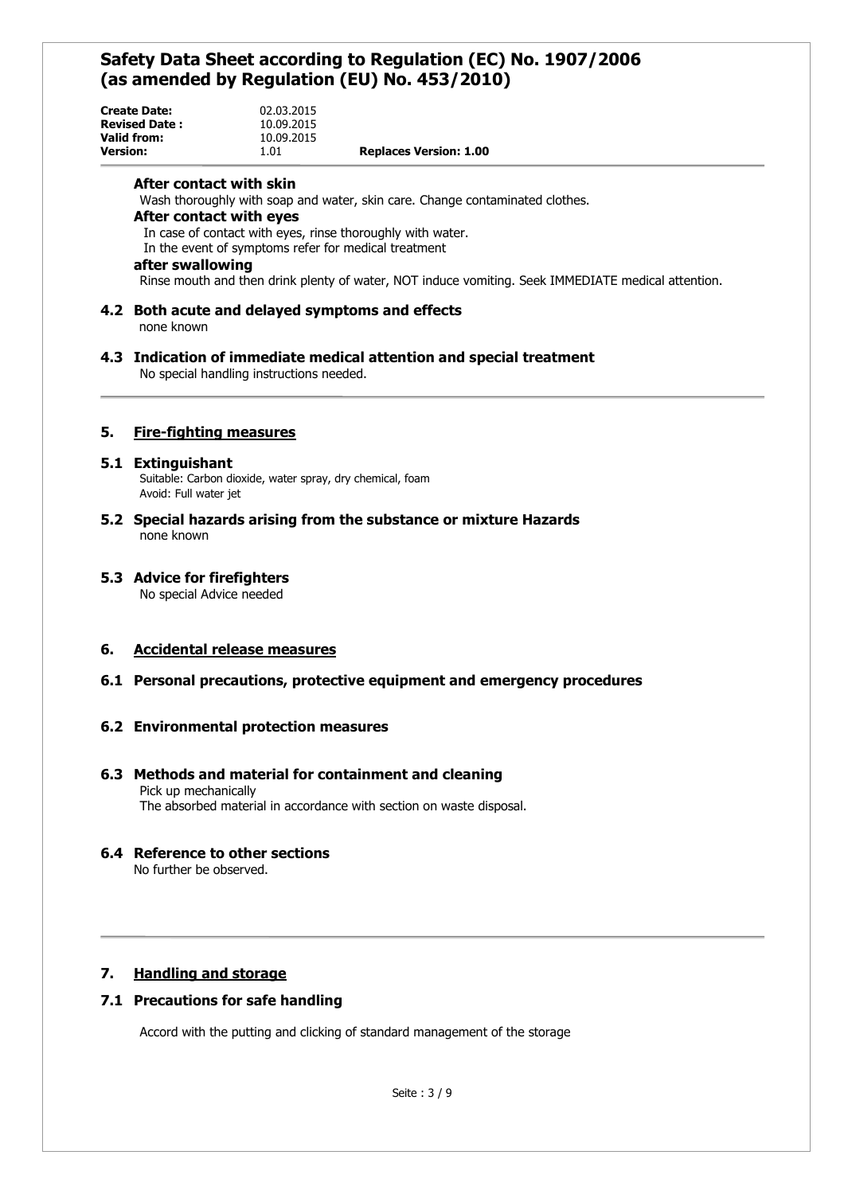**After contact with skin**

Wash thoroughly with soap and water, skin care. Change contaminated clothes.

**After contact with eyes**

In case of contact with eyes, rinse thoroughly with water.
In the event of symptoms refer for medical treatment

**after swallowing**

Rinse mouth and then drink plenty of water, NOT induce vomiting. Seek IMMEDIATE medical attention.

### 4.2 Both acute and delayed symptoms and effects

none known

### 4.3 Indication of immediate medical attention and special treatment

No special handling instructions needed.

## 5. Fire-fighting measures

### 5.1 Extinguishant

Suitable: Carbon dioxide, water spray, dry chemical, foam
Avoid: Full water jet

### 5.2 Special hazards arising from the substance or mixture Hazards

none known

### 5.3 Advice for firefighters

No special Advice needed

## 6. Accidental release measures

### 6.1 Personal precautions, protective equipment and emergency procedures

### 6.2 Environmental protection measures

### 6.3 Methods and material for containment and cleaning

Pick up mechanically
The absorbed material in accordance with section on waste disposal.

### 6.4 Reference to other sections

No further be observed.

## 7. Handling and storage

### 7.1 Precautions for safe handling

Accord with the putting and clicking of standard management of the storage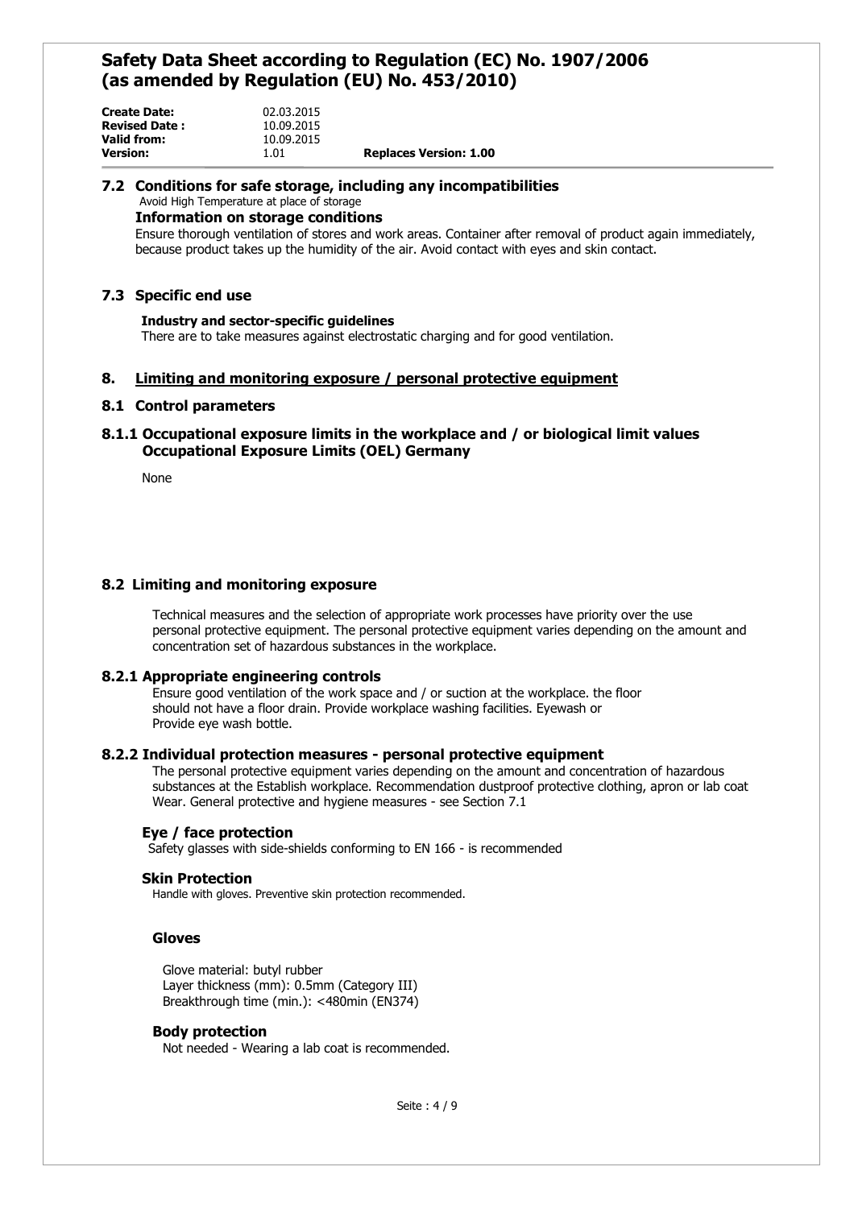## 7.2 Conditions for safe storage, including any incompatibilities

Avoid High Temperature at place of storage

### Information on storage conditions

Ensure thorough ventilation of stores and work areas. Container after removal of product again immediately, because product takes up the humidity of the air. Avoid contact with eyes and skin contact.

## 7.3 Specific end use

### Industry and sector-specific guidelines

There are to take measures against electrostatic charging and for good ventilation.

# 8. Limiting and monitoring exposure / personal protective equipment

## 8.1 Control parameters

### 8.1.1 Occupational exposure limits in the workplace and / or biological limit values Occupational Exposure Limits (OEL) Germany

None

## 8.2 Limiting and monitoring exposure

Technical measures and the selection of appropriate work processes have priority over the use personal protective equipment. The personal protective equipment varies depending on the amount and concentration set of hazardous substances in the workplace.

### 8.2.1 Appropriate engineering controls

Ensure good ventilation of the work space and / or suction at the workplace. the floor should not have a floor drain. Provide workplace washing facilities. Eyewash or Provide eye wash bottle.

### 8.2.2 Individual protection measures - personal protective equipment

The personal protective equipment varies depending on the amount and concentration of hazardous substances at the Establish workplace. Recommendation dustproof protective clothing, apron or lab coat Wear. General protective and hygiene measures - see Section 7.1

#### Eye / face protection

Safety glasses with side-shields conforming to EN 166 - is recommended

#### Skin Protection

Handle with gloves. Preventive skin protection recommended.

#### Gloves

Glove material: butyl rubber
Layer thickness (mm): 0.5mm (Category III)
Breakthrough time (min.): <480min (EN374)

#### Body protection

Not needed - Wearing a lab coat is recommended.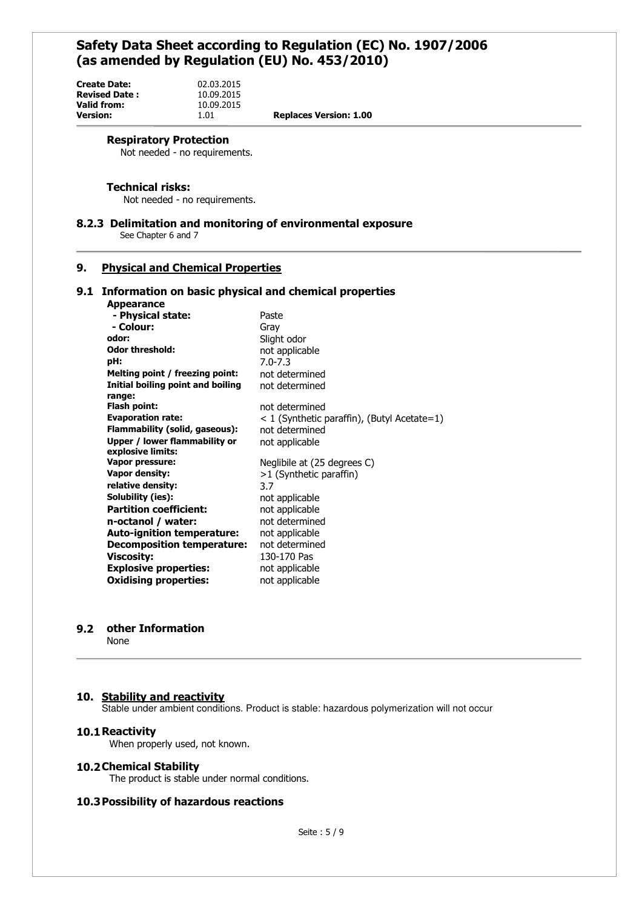**Respiratory Protection**

Not needed - no requirements.

**Technical risks:**

Not needed - no requirements.

### 8.2.3 Delimitation and monitoring of environmental exposure

See Chapter 6 and 7

## 9. Physical and Chemical Properties

### 9.1 Information on basic physical and chemical properties

| | |
|---|---|
| **Appearance** | |
| **- Physical state:** | Paste |
| **- Colour:** | Gray |
| **odor:** | Slight odor |
| **Odor threshold:** | not applicable |
| **pH:** | 7.0-7.3 |
| **Melting point / freezing point:** | not determined |
| **Initial boiling point and boiling range:** | not determined |
| **Flash point:** | not determined |
| **Evaporation rate:** | < 1 (Synthetic paraffin), (Butyl Acetate=1) |
| **Flammability (solid, gaseous):** | not determined |
| **Upper / lower flammability or explosive limits:** | not applicable |
| **Vapor pressure:** | Neglibile at (25 degrees C) |
| **Vapor density:** | >1 (Synthetic paraffin) |
| **relative density:** | 3.7 |
| **Solubility (ies):** | not applicable |
| **Partition coefficient:** | not applicable |
| **n-octanol / water:** | not determined |
| **Auto-ignition temperature:** | not applicable |
| **Decomposition temperature:** | not determined |
| **Viscosity:** | 130-170 Pas |
| **Explosive properties:** | not applicable |
| **Oxidising properties:** | not applicable |

### 9.2 other Information

None

## 10. Stability and reactivity

Stable under ambient conditions. Product is stable: hazardous polymerization will not occur

### 10.1 Reactivity

When properly used, not known.

### 10.2 Chemical Stability

The product is stable under normal conditions.

### 10.3 Possibility of hazardous reactions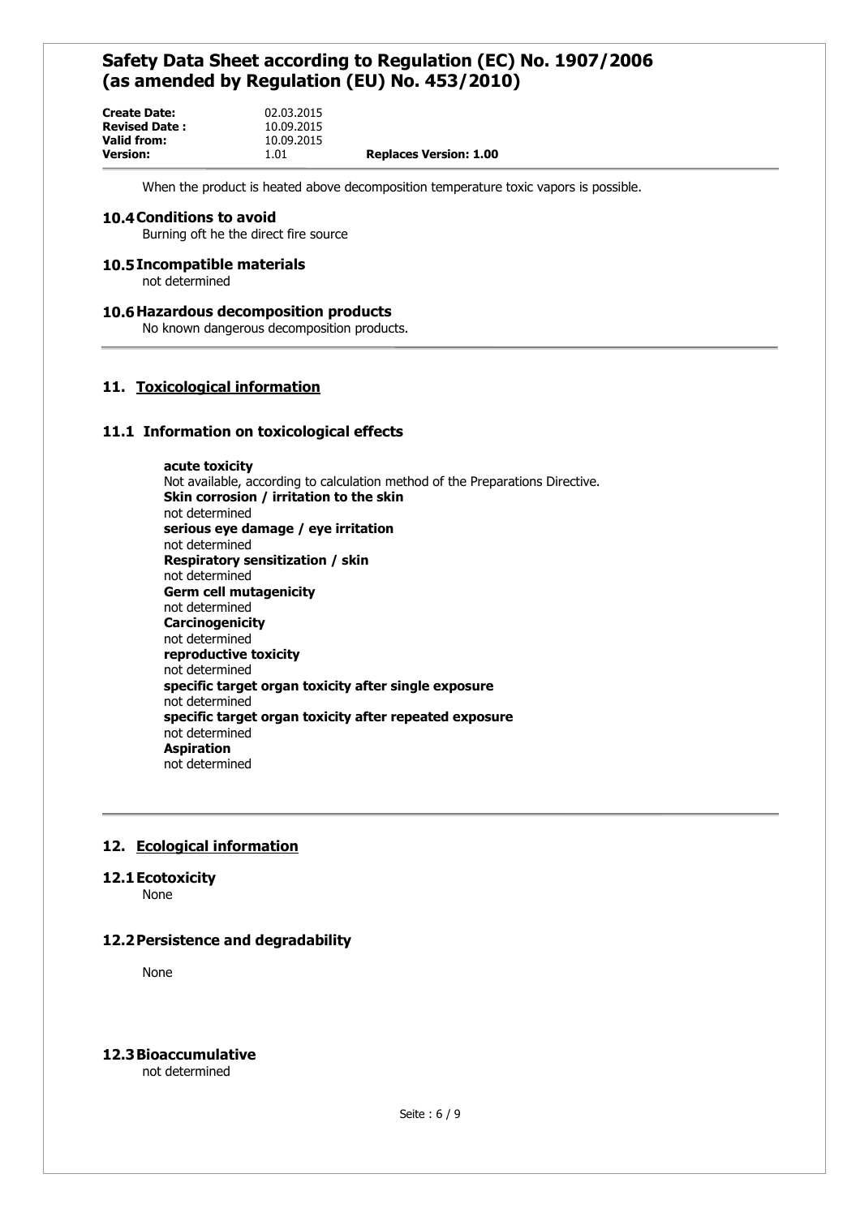When the product is heated above decomposition temperature toxic vapors is possible.

### 10.4 Conditions to avoid

Burning oft he the direct fire source

### 10.5 Incompatible materials

not determined

### 10.6 Hazardous decomposition products

No known dangerous decomposition products.

## 11. Toxicological information

### 11.1 Information on toxicological effects

**acute toxicity**
Not available, according to calculation method of the Preparations Directive.
**Skin corrosion / irritation to the skin**
not determined
**serious eye damage / eye irritation**
not determined
**Respiratory sensitization / skin**
not determined
**Germ cell mutagenicity**
not determined
**Carcinogenicity**
not determined
**reproductive toxicity**
not determined
**specific target organ toxicity after single exposure**
not determined
**specific target organ toxicity after repeated exposure**
not determined
**Aspiration**
not determined

## 12. Ecological information

### 12.1 Ecotoxicity

None

### 12.2 Persistence and degradability

None

### 12.3 Bioaccumulative

not determined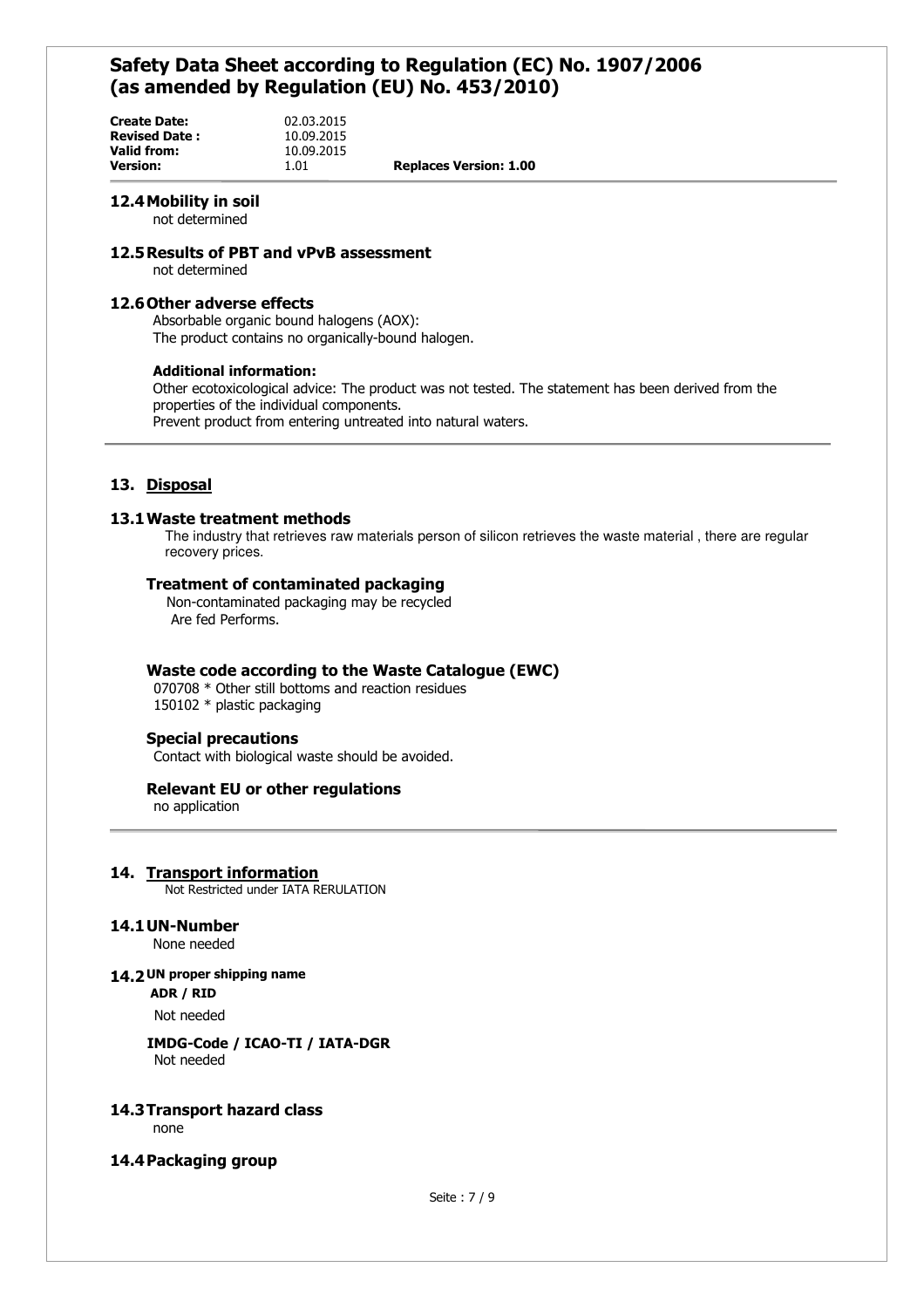## 12.4 Mobility in soil

not determined

## 12.5 Results of PBT and vPvB assessment

not determined

## 12.6 Other adverse effects

Absorbable organic bound halogens (AOX):
The product contains no organically-bound halogen.

**Additional information:**

Other ecotoxicological advice: The product was not tested. The statement has been derived from the properties of the individual components.
Prevent product from entering untreated into natural waters.

# 13. Disposal

## 13.1 Waste treatment methods

The industry that retrieves raw materials person of silicon retrieves the waste material , there are regular recovery prices.

### Treatment of contaminated packaging

Non-contaminated packaging may be recycled
Are fed Performs.

### Waste code according to the Waste Catalogue (EWC)

070708 * Other still bottoms and reaction residues
150102 * plastic packaging

### Special precautions

Contact with biological waste should be avoided.

### Relevant EU or other regulations

no application

# 14. Transport information

Not Restricted under IATA RERULATION

## 14.1 UN-Number

None needed

## 14.2 UN proper shipping name

**ADR / RID**

Not needed

**IMDG-Code / ICAO-TI / IATA-DGR**

Not needed

## 14.3 Transport hazard class

none

## 14.4 Packaging group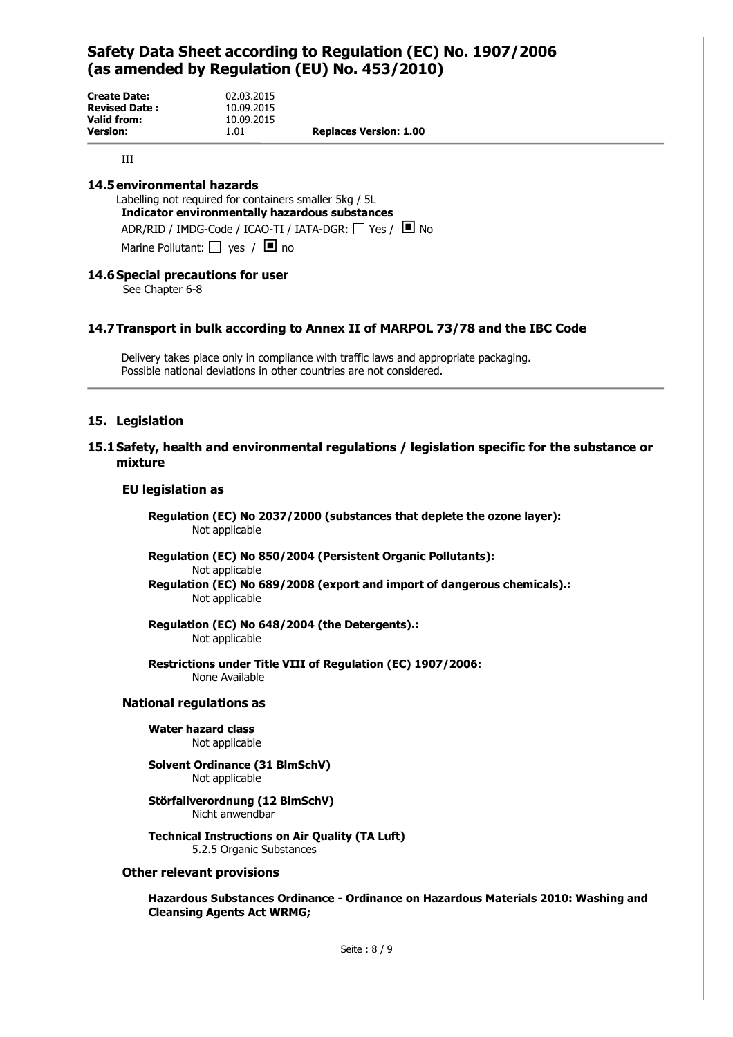III

## 14.5 environmental hazards

Labelling not required for containers smaller 5kg / 5L

**Indicator environmentally hazardous substances**

ADR/RID / IMDG-Code / ICAO-TI / IATA-DGR: ☐ Yes / ■ No

Marine Pollutant: ☐ yes / ■ no

## 14.6 Special precautions for user

See Chapter 6-8

## 14.7 Transport in bulk according to Annex II of MARPOL 73/78 and the IBC Code

Delivery takes place only in compliance with traffic laws and appropriate packaging.
Possible national deviations in other countries are not considered.

# 15. Legislation

## 15.1 Safety, health and environmental regulations / legislation specific for the substance or mixture

### EU legislation as

**Regulation (EC) No 2037/2000 (substances that deplete the ozone layer):**
Not applicable

**Regulation (EC) No 850/2004 (Persistent Organic Pollutants):**
Not applicable

**Regulation (EC) No 689/2008 (export and import of dangerous chemicals).:**
Not applicable

**Regulation (EC) No 648/2004 (the Detergents).:**
Not applicable

**Restrictions under Title VIII of Regulation (EC) 1907/2006:**
None Available

### National regulations as

**Water hazard class**
Not applicable

**Solvent Ordinance (31 BlmSchV)**
Not applicable

**Störfallverordnung (12 BlmSchV)**
Nicht anwendbar

**Technical Instructions on Air Quality (TA Luft)**
5.2.5 Organic Substances

### Other relevant provisions

**Hazardous Substances Ordinance - Ordinance on Hazardous Materials 2010: Washing and Cleansing Agents Act WRMG;**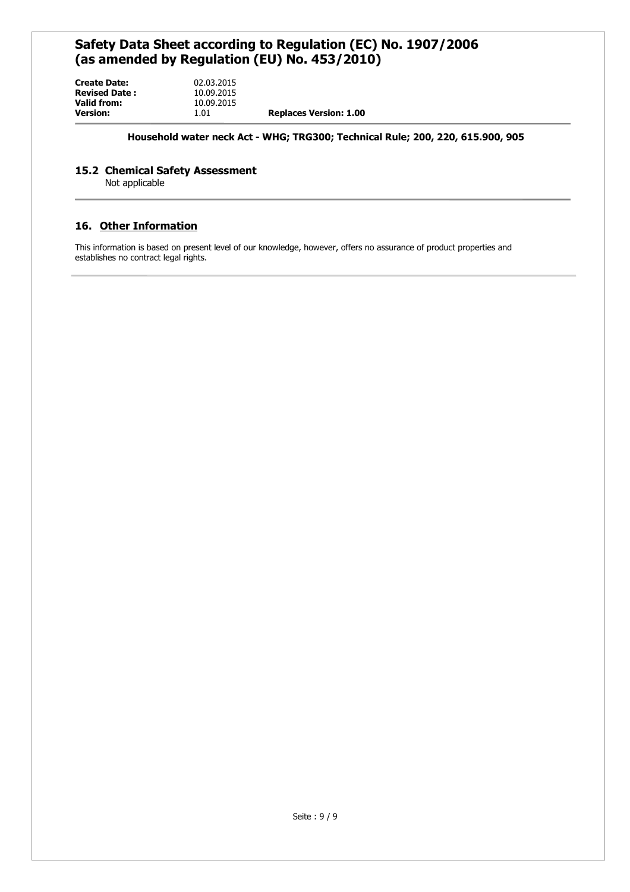**Household water neck Act - WHG; TRG300; Technical Rule; 200, 220, 615.900, 905**

### 15.2 Chemical Safety Assessment

Not applicable

## 16. Other Information

This information is based on present level of our knowledge, however, offers no assurance of product properties and establishes no contract legal rights.